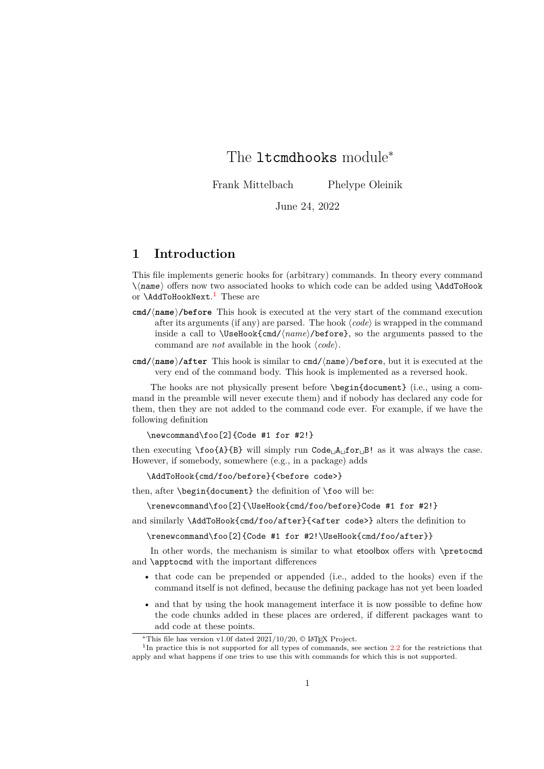# The `ltcmdhooks` module*

Frank Mittelbach Phelype Oleinik

June 24, 2022

## 1 Introduction

This file implements generic hooks for (arbitrary) commands. In theory every command `\⟨name⟩` offers now two associated hooks to which code can be added using `\AddToHook` or `\AddToHookNext`.[1] These are

**`cmd/⟨name⟩/before`** This hook is executed at the very start of the command execution after its arguments (if any) are parsed. The hook ⟨*code*⟩ is wrapped in the command inside a call to `\UseHook{cmd/⟨name⟩/before}`, so the arguments passed to the command are *not* available in the hook ⟨*code*⟩.

**`cmd/⟨name⟩/after`** This hook is similar to `cmd/⟨name⟩/before`, but it is executed at the very end of the command body. This hook is implemented as a reversed hook.

The hooks are not physically present before `\begin{document}` (i.e., using a command in the preamble will never execute them) and if nobody has declared any code for them, then they are not added to the command code ever. For example, if we have the following definition

```
\newcommand\foo[2]{Code #1 for #2!}
```

then executing `\foo{A}{B}` will simply run `Code␣A␣for␣B!` as it was always the case. However, if somebody, somewhere (e.g., in a package) adds

```
\AddToHook{cmd/foo/before}{<before code>}
```

then, after `\begin{document}` the definition of `\foo` will be:

```
\renewcommand\foo[2]{\UseHook{cmd/foo/before}Code #1 for #2!}
```

and similarly `\AddToHook{cmd/foo/after}{<after code>}` alters the definition to

```
\renewcommand\foo[2]{Code #1 for #2!\UseHook{cmd/foo/after}}
```

In other words, the mechanism is similar to what etoolbox offers with `\pretocmd` and `\apptocmd` with the important differences

- that code can be prepended or appended (i.e., added to the hooks) even if the command itself is not defined, because the defining package has not yet been loaded
- and that by using the hook management interface it is now possible to define how the code chunks added in these places are ordered, if different packages want to add code at these points.

---

*This file has version v1.0f dated 2021/10/20, © LaTeX Project.

[1] In practice this is not supported for all types of commands, see section 2.2 for the restrictions that apply and what happens if one tries to use this with commands for which this is not supported.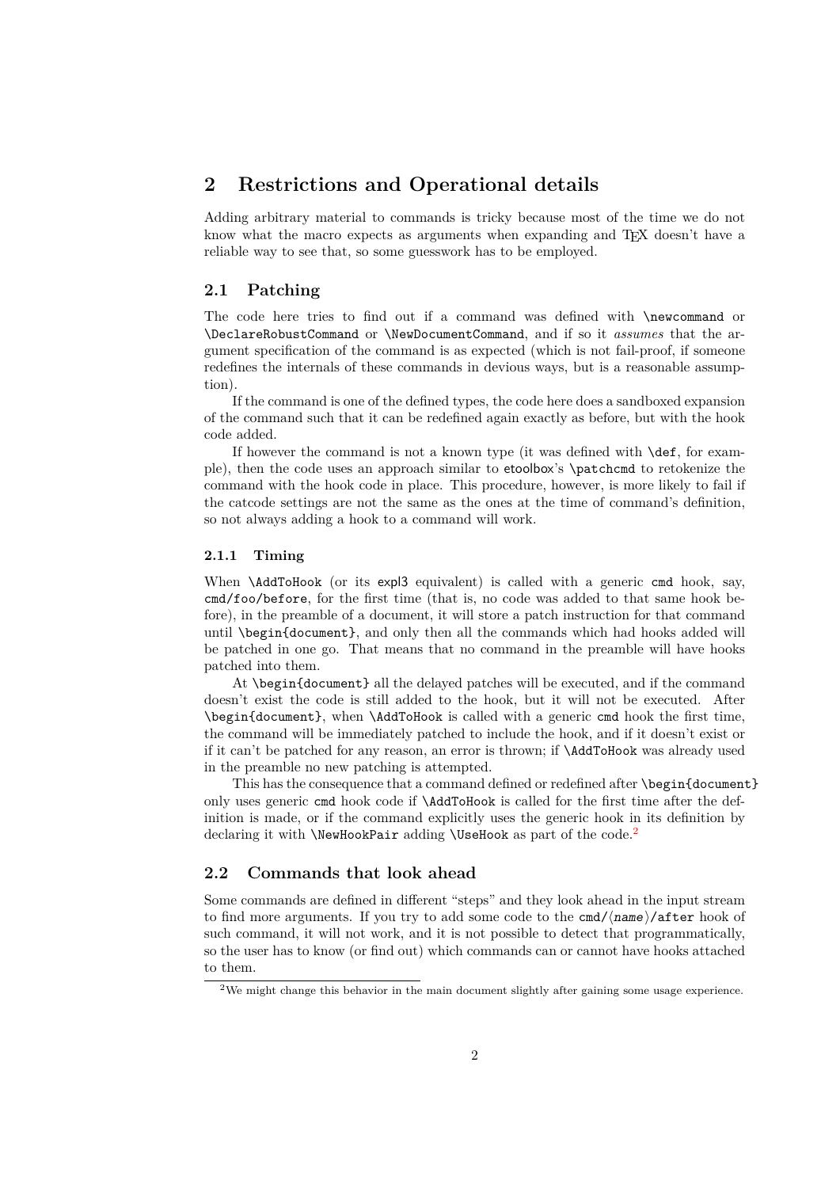## 2 Restrictions and Operational details

Adding arbitrary material to commands is tricky because most of the time we do not know what the macro expects as arguments when expanding and TeX doesn't have a reliable way to see that, so some guesswork has to be employed.

### 2.1 Patching

The code here tries to find out if a command was defined with `\newcommand` or `\DeclareRobustCommand` or `\NewDocumentCommand`, and if so it *assumes* that the argument specification of the command is as expected (which is not fail-proof, if someone redefines the internals of these commands in devious ways, but is a reasonable assumption).

If the command is one of the defined types, the code here does a sandboxed expansion of the command such that it can be redefined again exactly as before, but with the hook code added.

If however the command is not a known type (it was defined with `\def`, for example), then the code uses an approach similar to etoolbox's `\patchcmd` to retokenize the command with the hook code in place. This procedure, however, is more likely to fail if the catcode settings are not the same as the ones at the time of command's definition, so not always adding a hook to a command will work.

#### 2.1.1 Timing

When `\AddToHook` (or its expl3 equivalent) is called with a generic `cmd` hook, say, `cmd/foo/before`, for the first time (that is, no code was added to that same hook before), in the preamble of a document, it will store a patch instruction for that command until `\begin{document}`, and only then all the commands which had hooks added will be patched in one go. That means that no command in the preamble will have hooks patched into them.

At `\begin{document}` all the delayed patches will be executed, and if the command doesn't exist the code is still added to the hook, but it will not be executed. After `\begin{document}`, when `\AddToHook` is called with a generic `cmd` hook the first time, the command will be immediately patched to include the hook, and if it doesn't exist or if it can't be patched for any reason, an error is thrown; if `\AddToHook` was already used in the preamble no new patching is attempted.

This has the consequence that a command defined or redefined after `\begin{document}` only uses generic `cmd` hook code if `\AddToHook` is called for the first time after the definition is made, or if the command explicitly uses the generic hook in its definition by declaring it with `\NewHookPair` adding `\UseHook` as part of the code.[2]

### 2.2 Commands that look ahead

Some commands are defined in different "steps" and they look ahead in the input stream to find more arguments. If you try to add some code to the `cmd/⟨name⟩/after` hook of such command, it will not work, and it is not possible to detect that programmatically, so the user has to know (or find out) which commands can or cannot have hooks attached to them.

[2] We might change this behavior in the main document slightly after gaining some usage experience.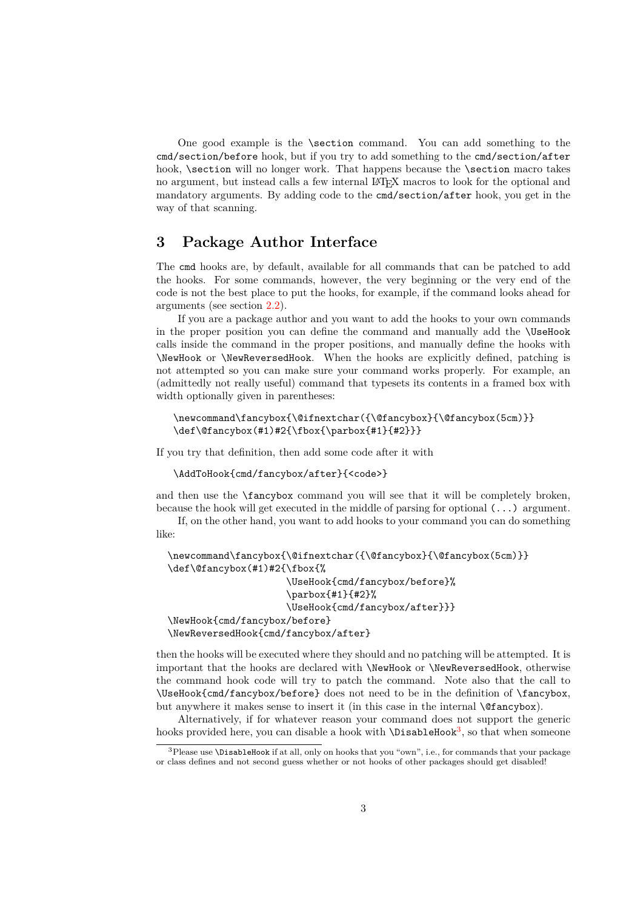One good example is the `\section` command. You can add something to the `cmd/section/before` hook, but if you try to add something to the `cmd/section/after` hook, `\section` will no longer work. That happens because the `\section` macro takes no argument, but instead calls a few internal LaTeX macros to look for the optional and mandatory arguments. By adding code to the `cmd/section/after` hook, you get in the way of that scanning.

## 3 Package Author Interface

The `cmd` hooks are, by default, available for all commands that can be patched to add the hooks. For some commands, however, the very beginning or the very end of the code is not the best place to put the hooks, for example, if the command looks ahead for arguments (see section 2.2).

If you are a package author and you want to add the hooks to your own commands in the proper position you can define the command and manually add the `\UseHook` calls inside the command in the proper positions, and manually define the hooks with `\NewHook` or `\NewReversedHook`. When the hooks are explicitly defined, patching is not attempted so you can make sure your command works properly. For example, an (admittedly not really useful) command that typesets its contents in a framed box with width optionally given in parentheses:

```
\newcommand\fancybox{\@ifnextchar({\@fancybox}{\@fancybox(5cm)}}
\def\@fancybox(#1)#2{\fbox{\parbox{#1}{#2}}}
```

If you try that definition, then add some code after it with

```
\AddToHook{cmd/fancybox/after}{<code>}
```

and then use the `\fancybox` command you will see that it will be completely broken, because the hook will get executed in the middle of parsing for optional `(...)` argument.

If, on the other hand, you want to add hooks to your command you can do something like:

```
\newcommand\fancybox{\@ifnextchar({\@fancybox}{\@fancybox(5cm)}}
\def\@fancybox(#1)#2{\fbox{%
                     \UseHook{cmd/fancybox/before}%
                     \parbox{#1}{#2}%
                     \UseHook{cmd/fancybox/after}}}
\NewHook{cmd/fancybox/before}
\NewReversedHook{cmd/fancybox/after}
```

then the hooks will be executed where they should and no patching will be attempted. It is important that the hooks are declared with `\NewHook` or `\NewReversedHook`, otherwise the command hook code will try to patch the command. Note also that the call to `\UseHook{cmd/fancybox/before}` does not need to be in the definition of `\fancybox`, but anywhere it makes sense to insert it (in this case in the internal `\@fancybox`).

Alternatively, if for whatever reason your command does not support the generic hooks provided here, you can disable a hook with `\DisableHook`[3], so that when someone

[3] Please use `\DisableHook` if at all, only on hooks that you "own", i.e., for commands that your package or class defines and not second guess whether or not hooks of other packages should get disabled!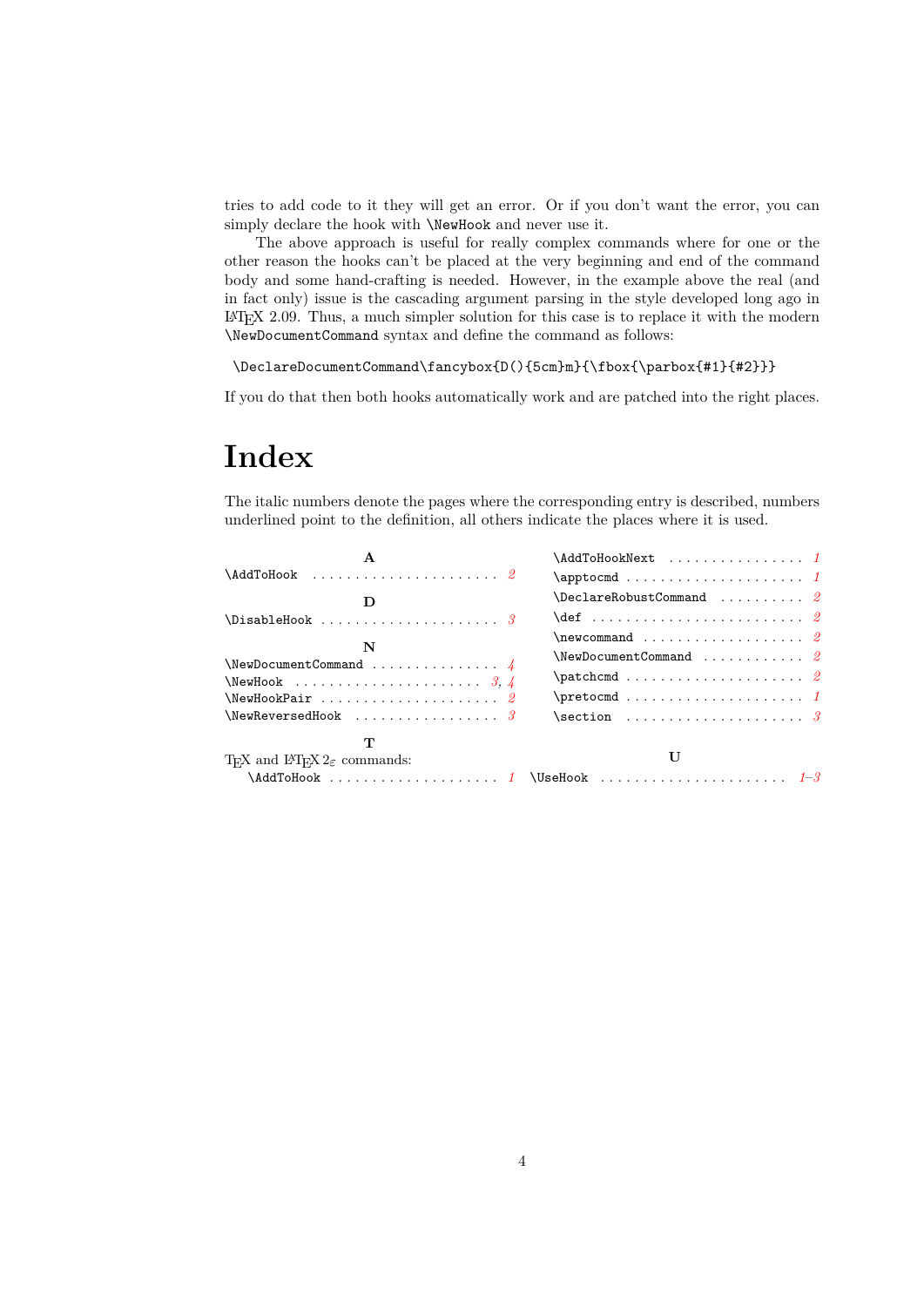tries to add code to it they will get an error. Or if you don't want the error, you can simply declare the hook with `\NewHook` and never use it.

The above approach is useful for really complex commands where for one or the other reason the hooks can't be placed at the very beginning and end of the command body and some hand-crafting is needed. However, in the example above the real (and in fact only) issue is the cascading argument parsing in the style developed long ago in LaTeX 2.09. Thus, a much simpler solution for this case is to replace it with the modern `\NewDocumentCommand` syntax and define the command as follows:

```
\DeclareDocumentCommand\fancybox{D(){5cm}m}{\fbox{\parbox{#1}{#2}}}
```

If you do that then both hooks automatically work and are patched into the right places.

# Index

The italic numbers denote the pages where the corresponding entry is described, numbers underlined point to the definition, all others indicate the places where it is used.

**A**

\AddToHook . . . . . . . *2*

**D**

\DisableHook . . . . . . . *3*

**N**

\NewDocumentCommand . . . . . . . *4*
\NewHook . . . . . . . *3*, *4*
\NewHookPair . . . . . . . *2*
\NewReversedHook . . . . . . . *3*

**T**

TeX and LaTeX $2_\varepsilon$ commands:
  \AddToHook . . . . . . . *1*
  \AddToHookNext . . . . . . . *1*
  \apptocmd . . . . . . . *1*
  \DeclareRobustCommand . . . . . . . *2*
  \def . . . . . . . *2*
  \newcommand . . . . . . . *2*
  \NewDocumentCommand . . . . . . . *2*
  \patchcmd . . . . . . . *2*
  \pretocmd . . . . . . . *1*
  \section . . . . . . . *3*

**U**

\UseHook . . . . . . . *1–3*